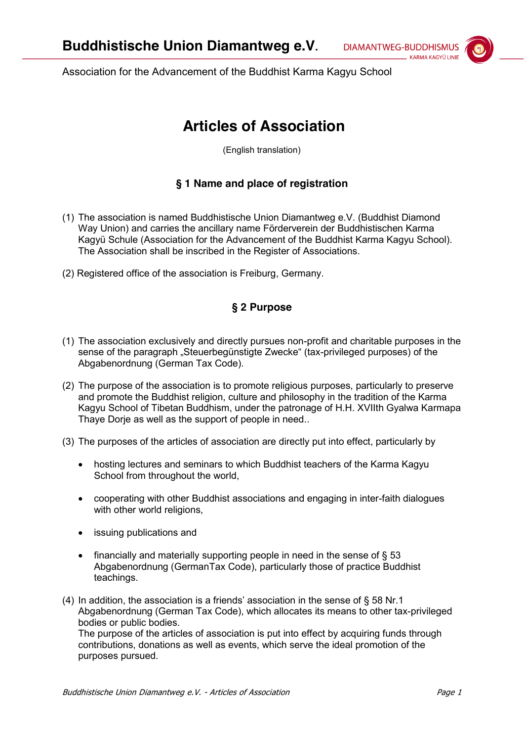# Buddhistische Union Diamantweg e.V.

DIAMANTWEG-BUDDHISMUS
KARMA KAGYÜ LINIE

Association for the Advancement of the Buddhist Karma Kagyu School

# Articles of Association

(English translation)

## § 1 Name and place of registration

(1) The association is named Buddhistische Union Diamantweg e.V. (Buddhist Diamond Way Union) and carries the ancillary name Förderverein der Buddhistischen Karma Kagyü Schule (Association for the Advancement of the Buddhist Karma Kagyu School). The Association shall be inscribed in the Register of Associations.

(2) Registered office of the association is Freiburg, Germany.

## § 2 Purpose

(1) The association exclusively and directly pursues non-profit and charitable purposes in the sense of the paragraph „Steuerbegünstigte Zwecke“ (tax-privileged purposes) of the Abgabenordnung (German Tax Code).

(2) The purpose of the association is to promote religious purposes, particularly to preserve and promote the Buddhist religion, culture and philosophy in the tradition of the Karma Kagyu School of Tibetan Buddhism, under the patronage of H.H. XVIIth Gyalwa Karmapa Thaye Dorje as well as the support of people in need..

(3) The purposes of the articles of association are directly put into effect, particularly by

- hosting lectures and seminars to which Buddhist teachers of the Karma Kagyu School from throughout the world,
- cooperating with other Buddhist associations and engaging in inter-faith dialogues with other world religions,
- issuing publications and
- financially and materially supporting people in need in the sense of § 53 Abgabenordnung (GermanTax Code), particularly those of practice Buddhist teachings.

(4) In addition, the association is a friends' association in the sense of § 58 Nr.1 Abgabenordnung (German Tax Code), which allocates its means to other tax-privileged bodies or public bodies.
The purpose of the articles of association is put into effect by acquiring funds through contributions, donations as well as events, which serve the ideal promotion of the purposes pursued.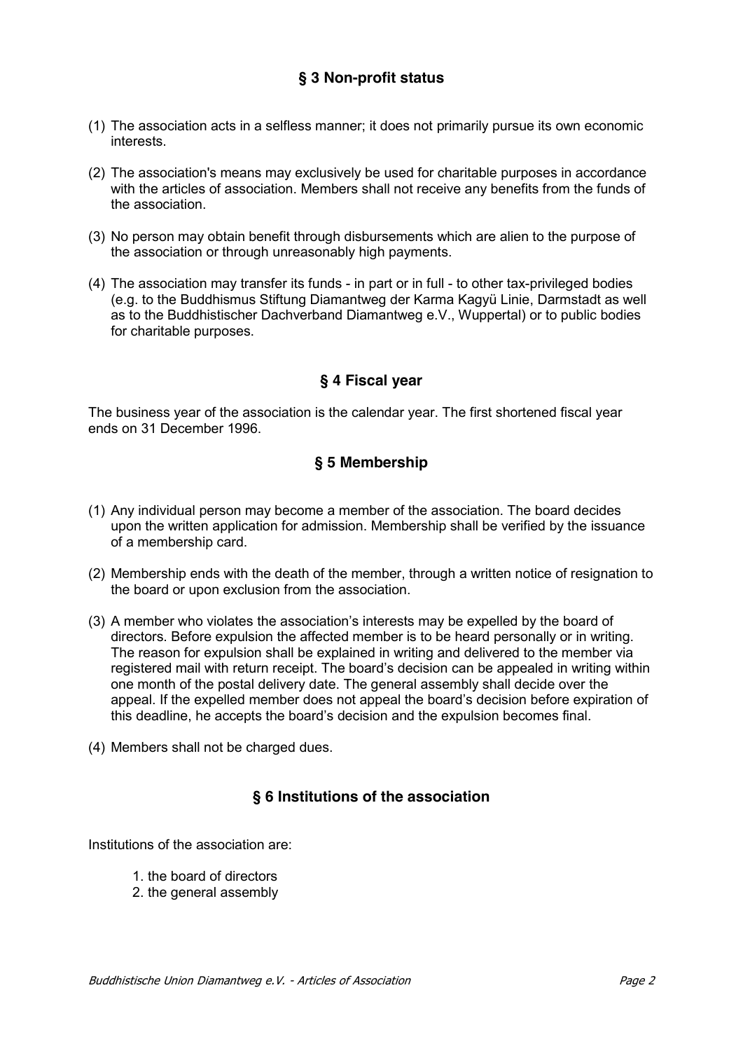## § 3 Non-profit status

(1) The association acts in a selfless manner; it does not primarily pursue its own economic interests.

(2) The association's means may exclusively be used for charitable purposes in accordance with the articles of association. Members shall not receive any benefits from the funds of the association.

(3) No person may obtain benefit through disbursements which are alien to the purpose of the association or through unreasonably high payments.

(4) The association may transfer its funds - in part or in full - to other tax-privileged bodies (e.g. to the Buddhismus Stiftung Diamantweg der Karma Kagyü Linie, Darmstadt as well as to the Buddhistischer Dachverband Diamantweg e.V., Wuppertal) or to public bodies for charitable purposes.

## § 4 Fiscal year

The business year of the association is the calendar year. The first shortened fiscal year ends on 31 December 1996.

## § 5 Membership

(1) Any individual person may become a member of the association. The board decides upon the written application for admission. Membership shall be verified by the issuance of a membership card.

(2) Membership ends with the death of the member, through a written notice of resignation to the board or upon exclusion from the association.

(3) A member who violates the association's interests may be expelled by the board of directors. Before expulsion the affected member is to be heard personally or in writing. The reason for expulsion shall be explained in writing and delivered to the member via registered mail with return receipt. The board's decision can be appealed in writing within one month of the postal delivery date. The general assembly shall decide over the appeal. If the expelled member does not appeal the board's decision before expiration of this deadline, he accepts the board's decision and the expulsion becomes final.

(4) Members shall not be charged dues.

## § 6 Institutions of the association

Institutions of the association are:

1. the board of directors
2. the general assembly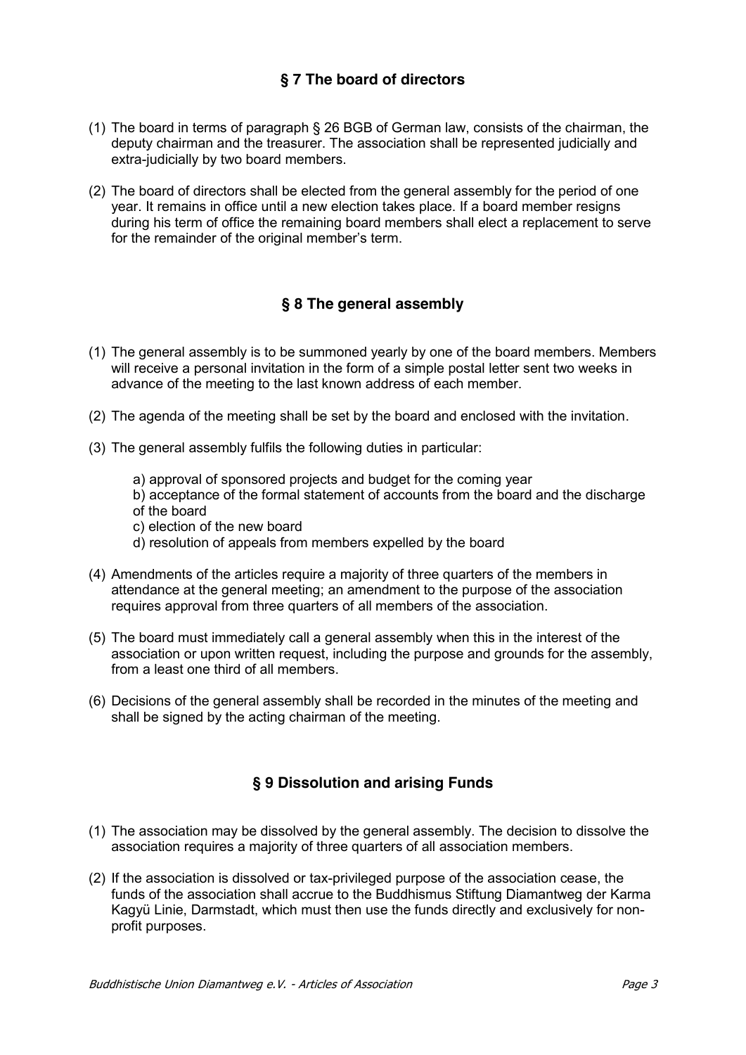## § 7 The board of directors

(1) The board in terms of paragraph § 26 BGB of German law, consists of the chairman, the deputy chairman and the treasurer. The association shall be represented judicially and extra-judicially by two board members.

(2) The board of directors shall be elected from the general assembly for the period of one year. It remains in office until a new election takes place. If a board member resigns during his term of office the remaining board members shall elect a replacement to serve for the remainder of the original member's term.

## § 8 The general assembly

(1) The general assembly is to be summoned yearly by one of the board members. Members will receive a personal invitation in the form of a simple postal letter sent two weeks in advance of the meeting to the last known address of each member.

(2) The agenda of the meeting shall be set by the board and enclosed with the invitation.

(3) The general assembly fulfils the following duties in particular:

a) approval of sponsored projects and budget for the coming year
b) acceptance of the formal statement of accounts from the board and the discharge of the board
c) election of the new board
d) resolution of appeals from members expelled by the board

(4) Amendments of the articles require a majority of three quarters of the members in attendance at the general meeting; an amendment to the purpose of the association requires approval from three quarters of all members of the association.

(5) The board must immediately call a general assembly when this in the interest of the association or upon written request, including the purpose and grounds for the assembly, from a least one third of all members.

(6) Decisions of the general assembly shall be recorded in the minutes of the meeting and shall be signed by the acting chairman of the meeting.

## § 9 Dissolution and arising Funds

(1) The association may be dissolved by the general assembly. The decision to dissolve the association requires a majority of three quarters of all association members.

(2) If the association is dissolved or tax-privileged purpose of the association cease, the funds of the association shall accrue to the Buddhismus Stiftung Diamantweg der Karma Kagyü Linie, Darmstadt, which must then use the funds directly and exclusively for non-profit purposes.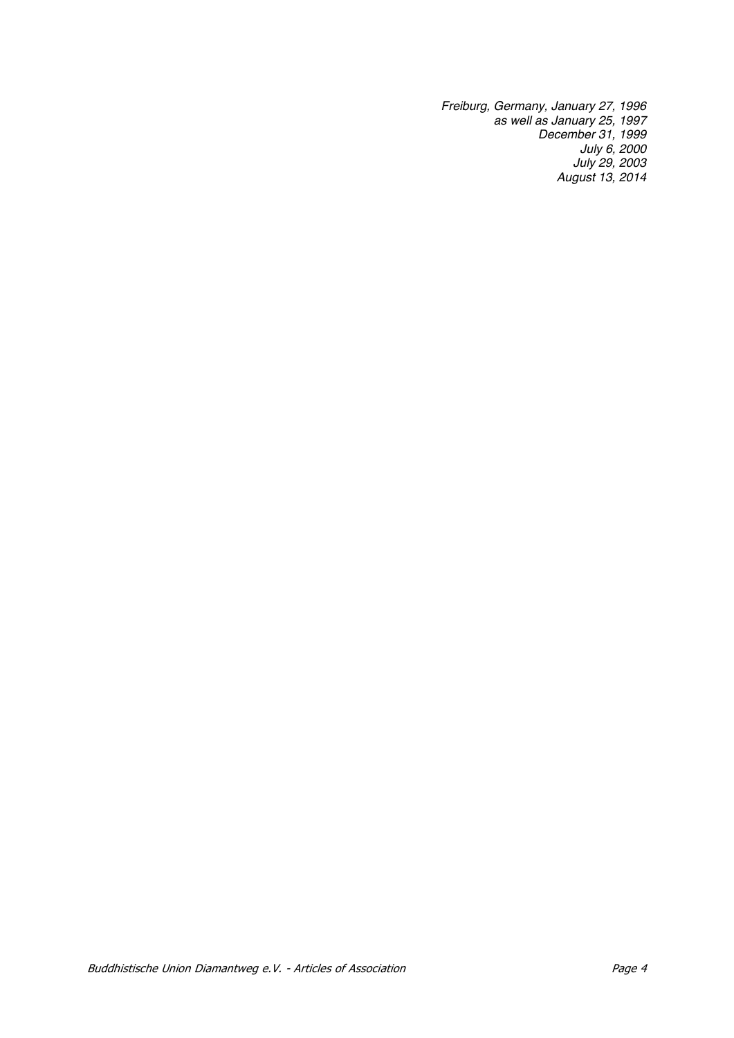*Freiburg, Germany, January 27, 1996*
*as well as January 25, 1997*
*December 31, 1999*
*July 6, 2000*
*July 29, 2003*
*August 13, 2014*